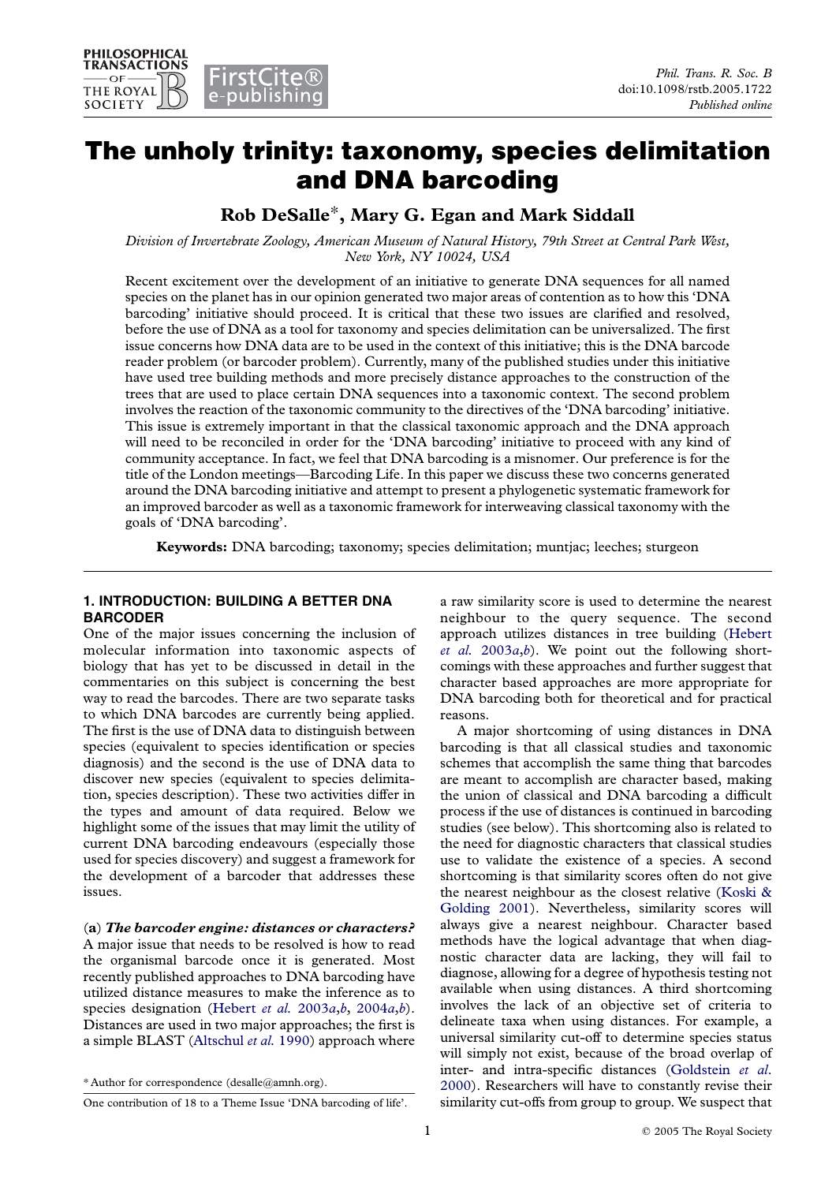# The unholy trinity: taxonomy, species delimitation and DNA barcoding

**Rob DeSalle***, **Mary G. Egan and Mark Siddall**

*Division of Invertebrate Zoology, American Museum of Natural History, 79th Street at Central Park West, New York, NY 10024, USA*

Recent excitement over the development of an initiative to generate DNA sequences for all named species on the planet has in our opinion generated two major areas of contention as to how this 'DNA barcoding' initiative should proceed. It is critical that these two issues are clarified and resolved, before the use of DNA as a tool for taxonomy and species delimitation can be universalized. The first issue concerns how DNA data are to be used in the context of this initiative; this is the DNA barcode reader problem (or barcoder problem). Currently, many of the published studies under this initiative have used tree building methods and more precisely distance approaches to the construction of the trees that are used to place certain DNA sequences into a taxonomic context. The second problem involves the reaction of the taxonomic community to the directives of the 'DNA barcoding' initiative. This issue is extremely important in that the classical taxonomic approach and the DNA approach will need to be reconciled in order for the 'DNA barcoding' initiative to proceed with any kind of community acceptance. In fact, we feel that DNA barcoding is a misnomer. Our preference is for the title of the London meetings—Barcoding Life. In this paper we discuss these two concerns generated around the DNA barcoding initiative and attempt to present a phylogenetic systematic framework for an improved barcoder as well as a taxonomic framework for interweaving classical taxonomy with the goals of 'DNA barcoding'.

**Keywords:** DNA barcoding; taxonomy; species delimitation; muntjac; leeches; sturgeon

## 1. INTRODUCTION: BUILDING A BETTER DNA BARCODER

One of the major issues concerning the inclusion of molecular information into taxonomic aspects of biology that has yet to be discussed in detail in the commentaries on this subject is concerning the best way to read the barcodes. There are two separate tasks to which DNA barcodes are currently being applied. The first is the use of DNA data to distinguish between species (equivalent to species identification or species diagnosis) and the second is the use of DNA data to discover new species (equivalent to species delimitation, species description). These two activities differ in the types and amount of data required. Below we highlight some of the issues that may limit the utility of current DNA barcoding endeavours (especially those used for species discovery) and suggest a framework for the development of a barcoder that addresses these issues.

### (a) *The barcoder engine: distances or characters?*

A major issue that needs to be resolved is how to read the organismal barcode once it is generated. Most recently published approaches to DNA barcoding have utilized distance measures to make the inference as to species designation (Hebert *et al.* 2003*a*,*b*, 2004*a*,*b*). Distances are used in two major approaches; the first is a simple BLAST (Altschul *et al.* 1990) approach where a raw similarity score is used to determine the nearest neighbour to the query sequence. The second approach utilizes distances in tree building (Hebert *et al.* 2003*a*,*b*). We point out the following shortcomings with these approaches and further suggest that character based approaches are more appropriate for DNA barcoding both for theoretical and for practical reasons.

A major shortcoming of using distances in DNA barcoding is that all classical studies and taxonomic schemes that accomplish the same thing that barcodes are meant to accomplish are character based, making the union of classical and DNA barcoding a difficult process if the use of distances is continued in barcoding studies (see below). This shortcoming also is related to the need for diagnostic characters that classical studies use to validate the existence of a species. A second shortcoming is that similarity scores often do not give the nearest neighbour as the closest relative (Koski & Golding 2001). Nevertheless, similarity scores will always give a nearest neighbour. Character based methods have the logical advantage that when diagnostic character data are lacking, they will fail to diagnose, allowing for a degree of hypothesis testing not available when using distances. A third shortcoming involves the lack of an objective set of criteria to delineate taxa when using distances. For example, a universal similarity cut-off to determine species status will simply not exist, because of the broad overlap of inter- and intra-specific distances (Goldstein *et al.* 2000). Researchers will have to constantly revise their similarity cut-offs from group to group. We suspect that

\* Author for correspondence (desalle@amnh.org).

One contribution of 18 to a Theme Issue 'DNA barcoding of life'.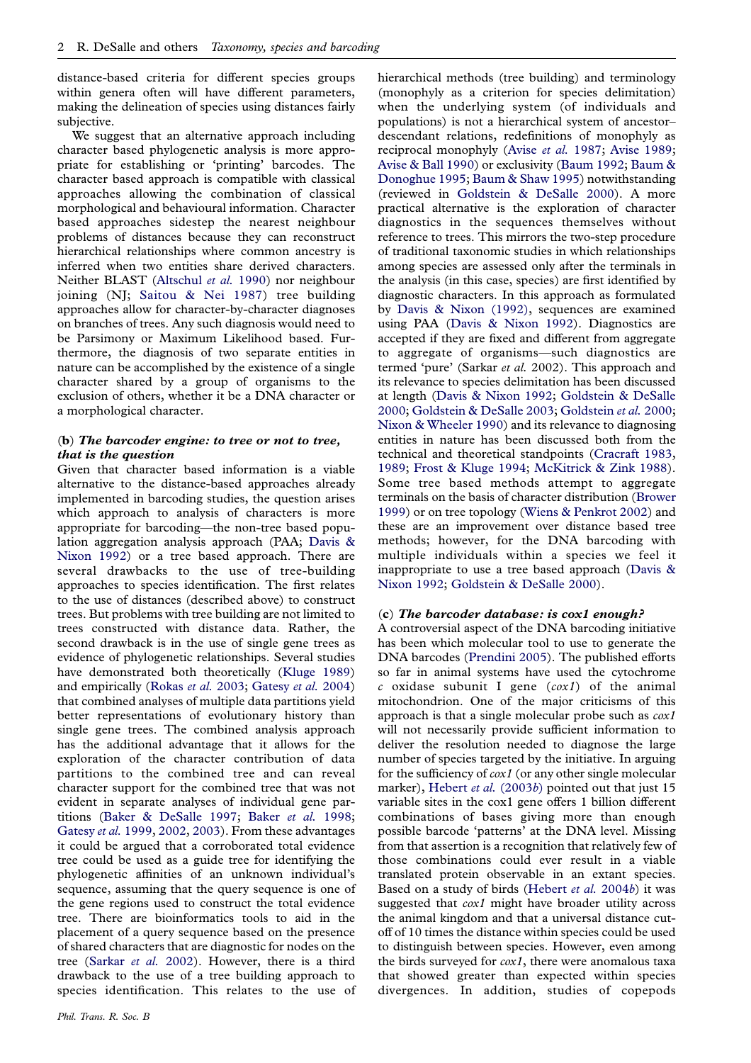distance-based criteria for different species groups within genera often will have different parameters, making the delineation of species using distances fairly subjective.

We suggest that an alternative approach including character based phylogenetic analysis is more appropriate for establishing or 'printing' barcodes. The character based approach is compatible with classical approaches allowing the combination of classical morphological and behavioural information. Character based approaches sidestep the nearest neighbour problems of distances because they can reconstruct hierarchical relationships where common ancestry is inferred when two entities share derived characters. Neither BLAST (Altschul *et al.* 1990) nor neighbour joining (NJ; Saitou & Nei 1987) tree building approaches allow for character-by-character diagnoses on branches of trees. Any such diagnosis would need to be Parsimony or Maximum Likelihood based. Furthermore, the diagnosis of two separate entities in nature can be accomplished by the existence of a single character shared by a group of organisms to the exclusion of others, whether it be a DNA character or a morphological character.

### (b) *The barcoder engine: to tree or not to tree, that is the question*

Given that character based information is a viable alternative to the distance-based approaches already implemented in barcoding studies, the question arises which approach to analysis of characters is more appropriate for barcoding—the non-tree based population aggregation analysis approach (PAA; Davis & Nixon 1992) or a tree based approach. There are several drawbacks to the use of tree-building approaches to species identification. The first relates to the use of distances (described above) to construct trees. But problems with tree building are not limited to trees constructed with distance data. Rather, the second drawback is in the use of single gene trees as evidence of phylogenetic relationships. Several studies have demonstrated both theoretically (Kluge 1989) and empirically (Rokas *et al.* 2003; Gatesy *et al.* 2004) that combined analyses of multiple data partitions yield better representations of evolutionary history than single gene trees. The combined analysis approach has the additional advantage that it allows for the exploration of the character contribution of data partitions to the combined tree and can reveal character support for the combined tree that was not evident in separate analyses of individual gene partitions (Baker & DeSalle 1997; Baker *et al.* 1998; Gatesy *et al.* 1999, 2002, 2003). From these advantages it could be argued that a corroborated total evidence tree could be used as a guide tree for identifying the phylogenetic affinities of an unknown individual's sequence, assuming that the query sequence is one of the gene regions used to construct the total evidence tree. There are bioinformatics tools to aid in the placement of a query sequence based on the presence of shared characters that are diagnostic for nodes on the tree (Sarkar *et al.* 2002). However, there is a third drawback to the use of a tree building approach to species identification. This relates to the use of hierarchical methods (tree building) and terminology (monophyly as a criterion for species delimitation) when the underlying system (of individuals and populations) is not a hierarchical system of ancestor–descendant relations, redefinitions of monophyly as reciprocal monophyly (Avise *et al.* 1987; Avise 1989; Avise & Ball 1990) or exclusivity (Baum 1992; Baum & Donoghue 1995; Baum & Shaw 1995) notwithstanding (reviewed in Goldstein & DeSalle 2000). A more practical alternative is the exploration of character diagnostics in the sequences themselves without reference to trees. This mirrors the two-step procedure of traditional taxonomic studies in which relationships among species are assessed only after the terminals in the analysis (in this case, species) are first identified by diagnostic characters. In this approach as formulated by Davis & Nixon (1992), sequences are examined using PAA (Davis & Nixon 1992). Diagnostics are accepted if they are fixed and different from aggregate to aggregate of organisms—such diagnostics are termed 'pure' (Sarkar *et al.* 2002). This approach and its relevance to species delimitation has been discussed at length (Davis & Nixon 1992; Goldstein & DeSalle 2000; Goldstein & DeSalle 2003; Goldstein *et al.* 2000; Nixon & Wheeler 1990) and its relevance to diagnosing entities in nature has been discussed both from the technical and theoretical standpoints (Cracraft 1983, 1989; Frost & Kluge 1994; McKitrick & Zink 1988). Some tree based methods attempt to aggregate terminals on the basis of character distribution (Brower 1999) or on tree topology (Wiens & Penkrot 2002) and these are an improvement over distance based tree methods; however, for the DNA barcoding with multiple individuals within a species we feel it inappropriate to use a tree based approach (Davis & Nixon 1992; Goldstein & DeSalle 2000).

### (c) *The barcoder database: is cox1 enough?*

A controversial aspect of the DNA barcoding initiative has been which molecular tool to use to generate the DNA barcodes (Prendini 2005). The published efforts so far in animal systems have used the cytochrome *c* oxidase subunit I gene (*cox1*) of the animal mitochondrion. One of the major criticisms of this approach is that a single molecular probe such as *cox1* will not necessarily provide sufficient information to deliver the resolution needed to diagnose the large number of species targeted by the initiative. In arguing for the sufficiency of *cox1* (or any other single molecular marker), Hebert *et al.* (2003*b*) pointed out that just 15 variable sites in the cox1 gene offers 1 billion different combinations of bases giving more than enough possible barcode 'patterns' at the DNA level. Missing from that assertion is a recognition that relatively few of those combinations could ever result in a viable translated protein observable in an extant species. Based on a study of birds (Hebert *et al.* 2004*b*) it was suggested that *cox1* might have broader utility across the animal kingdom and that a universal distance cut-off of 10 times the distance within species could be used to distinguish between species. However, even among the birds surveyed for *cox1*, there were anomalous taxa that showed greater than expected within species divergences. In addition, studies of copepods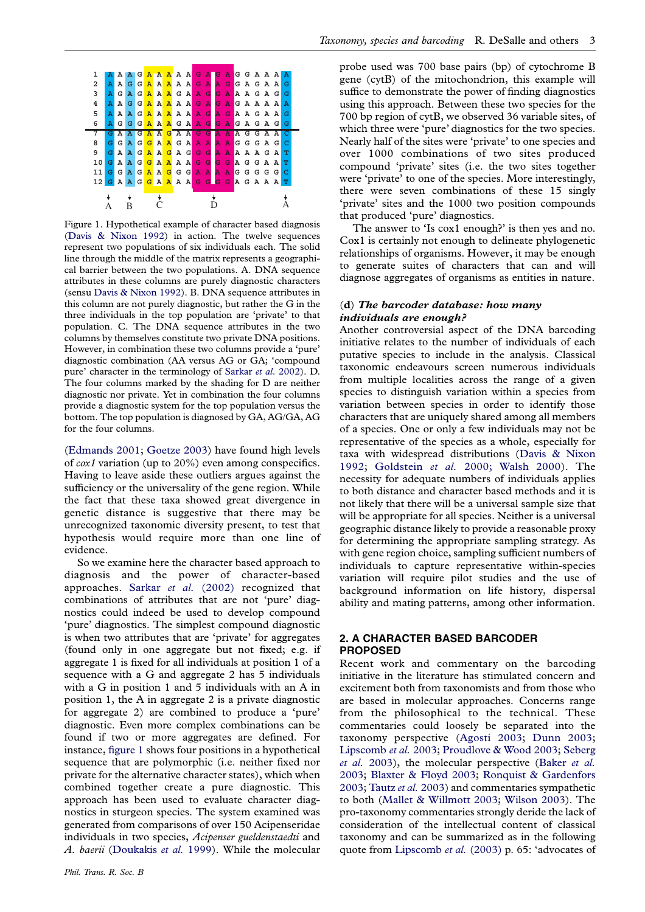| | | | | | | | | | | | | | | | | | | | | |
|---|---|---|---|---|---|---|---|---|---|---|---|---|---|---|---|---|---|---|---|---|
| 1 | A | A | A | G | A | A | A | A | A | G | A | G | A | G | G | A | A | A | A | A |
| 2 | A | A | G | G | A | A | A | A | A | G | A | A | G | G | A | G | A | A | G | G |
| 3 | A | G | A | G | A | A | A | G | A | A | G | G | A | A | A | G | A | G | G | G |
| 4 | A | A | G | G | A | A | A | A | A | G | A | G | A | G | A | A | A | A | A | A |
| 5 | A | A | A | G | A | A | A | A | A | A | G | A | G | G | A | A | G | A | A | G |
| 6 | A | G | G | G | A | A | A | G | A | A | G | G | A | G | A | G | A | G | G | G |
| 7 | G | A | A | G | A | A | G | A | A | G | G | A | A | A | G | G | A | A | C |
| 8 | G | G | A | G | G | A | A | G | A | A | A | A | A | A | G | G | G | A | G | C |
| 9 | G | A | A | G | A | A | G | A | G | G | G | A | A | A | A | A | A | G | A | T |
| 10 | G | A | A | G | G | A | A | A | A | G | G | G | G | A | G | G | A | A | T |
| 11 | G | G | A | G | A | A | G | G | G | A | A | A | A | A | G | G | G | G | G | C |
| 12 | G | A | A | G | G | A | A | A | A | G | G | G | G | A | G | A | A | A | T |

A B C D A

Figure 1. Hypothetical example of character based diagnosis (Davis & Nixon 1992) in action. The twelve sequences represent two populations of six individuals each. The solid line through the middle of the matrix represents a geographical barrier between the two populations. A. DNA sequence attributes in these columns are purely diagnostic characters (sensu Davis & Nixon 1992). B. DNA sequence attributes in this column are not purely diagnostic, but rather the G in the three individuals in the top population are 'private' to that population. C. The DNA sequence attributes in the two columns by themselves constitute two private DNA positions. However, in combination these two columns provide a 'pure' diagnostic combination (AA versus AG or GA; 'compound pure' character in the terminology of Sarkar *et al.* 2002). D. The four columns marked by the shading for D are neither diagnostic nor private. Yet in combination the four columns provide a diagnostic system for the top population versus the bottom. The top population is diagnosed by GA, AG/GA, AG for the four columns.

(Edmands 2001; Goetze 2003) have found high levels of *cox1* variation (up to 20%) even among conspecifics. Having to leave aside these outliers argues against the sufficiency or the universality of the gene region. While the fact that these taxa showed great divergence in genetic distance is suggestive that there may be unrecognized taxonomic diversity present, to test that hypothesis would require more than one line of evidence.

So we examine here the character based approach to diagnosis and the power of character-based approaches. Sarkar *et al.* (2002) recognized that combinations of attributes that are not 'pure' diagnostics could indeed be used to develop compound 'pure' diagnostics. The simplest compound diagnostic is when two attributes that are 'private' for aggregates (found only in one aggregate but not fixed; e.g. if aggregate 1 is fixed for all individuals at position 1 of a sequence with a G and aggregate 2 has 5 individuals with a G in position 1 and 5 individuals with an A in position 1, the A in aggregate 2 is a private diagnostic for aggregate 2) are combined to produce a 'pure' diagnostic. Even more complex combinations can be found if two or more aggregates are defined. For instance, figure 1 shows four positions in a hypothetical sequence that are polymorphic (i.e. neither fixed nor private for the alternative character states), which when combined together create a pure diagnostic. This approach has been used to evaluate character diagnostics in sturgeon species. The system examined was generated from comparisons of over 150 Acipenseridae individuals in two species, *Acipenser gueldenstaedti* and *A. baerii* (Doukakis *et al.* 1999). While the molecular probe used was 700 base pairs (bp) of cytochrome B gene (cytB) of the mitochondrion, this example will suffice to demonstrate the power of finding diagnostics using this approach. Between these two species for the 700 bp region of cytB, we observed 36 variable sites, of which three were 'pure' diagnostics for the two species. Nearly half of the sites were 'private' to one species and over 1000 combinations of two sites produced compound 'private' sites (i.e. the two sites together were 'private' to one of the species. More interestingly, there were seven combinations of these 15 singly 'private' sites and the 1000 two position compounds that produced 'pure' diagnostics.

The answer to 'Is cox1 enough?' is then yes and no. Cox1 is certainly not enough to delineate phylogenetic relationships of organisms. However, it may be enough to generate suites of characters that can and will diagnose aggregates of organisms as entities in nature.

### (d) *The barcoder database: how many individuals are enough?*

Another controversial aspect of the DNA barcoding initiative relates to the number of individuals of each putative species to include in the analysis. Classical taxonomic endeavours screen numerous individuals from multiple localities across the range of a given species to distinguish variation within a species from variation between species in order to identify those characters that are uniquely shared among all members of a species. One or only a few individuals may not be representative of the species as a whole, especially for taxa with widespread distributions (Davis & Nixon 1992; Goldstein *et al.* 2000; Walsh 2000). The necessity for adequate numbers of individuals applies to both distance and character based methods and it is not likely that there will be a universal sample size that will be appropriate for all species. Neither is a universal geographic distance likely to provide a reasonable proxy for determining the appropriate sampling strategy. As with gene region choice, sampling sufficient numbers of individuals to capture representative within-species variation will require pilot studies and the use of background information on life history, dispersal ability and mating patterns, among other information.

## 2. A CHARACTER BASED BARCODER PROPOSED

Recent work and commentary on the barcoding initiative in the literature has stimulated concern and excitement both from taxonomists and from those who are based in molecular approaches. Concerns range from the philosophical to the technical. These commentaries could loosely be separated into the taxonomy perspective (Agosti 2003; Dunn 2003; Lipscomb *et al.* 2003; Proudlove & Wood 2003; Seberg *et al.* 2003), the molecular perspective (Baker *et al.* 2003; Blaxter & Floyd 2003; Ronquist & Gardenfors 2003; Tautz *et al.* 2003) and commentaries sympathetic to both (Mallet & Willmott 2003; Wilson 2003). The pro-taxonomy commentaries strongly deride the lack of consideration of the intellectual content of classical taxonomy and can be summarized as in the following quote from Lipscomb *et al.* (2003) p. 65: 'advocates of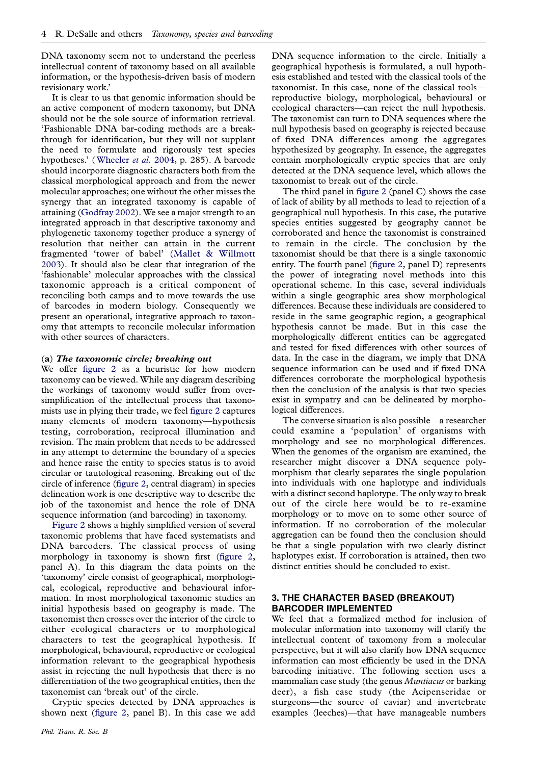DNA taxonomy seem not to understand the peerless intellectual content of taxonomy based on all available information, or the hypothesis-driven basis of modern revisionary work.'

It is clear to us that genomic information should be an active component of modern taxonomy, but DNA should not be the sole source of information retrieval. 'Fashionable DNA bar-coding methods are a breakthrough for identification, but they will not supplant the need to formulate and rigorously test species hypotheses.' (Wheeler *et al.* 2004, p. 285). A barcode should incorporate diagnostic characters both from the classical morphological approach and from the newer molecular approaches; one without the other misses the synergy that an integrated taxonomy is capable of attaining (Godfray 2002). We see a major strength to an integrated approach in that descriptive taxonomy and phylogenetic taxonomy together produce a synergy of resolution that neither can attain in the current fragmented 'tower of babel' (Mallet & Willmott 2003). It should also be clear that integration of the 'fashionable' molecular approaches with the classical taxonomic approach is a critical component of reconciling both camps and to move towards the use of barcodes in modern biology. Consequently we present an operational, integrative approach to taxonomy that attempts to reconcile molecular information with other sources of characters.

### (a) *The taxonomic circle; breaking out*

We offer figure 2 as a heuristic for how modern taxonomy can be viewed. While any diagram describing the workings of taxonomy would suffer from oversimplification of the intellectual process that taxonomists use in plying their trade, we feel figure 2 captures many elements of modern taxonomy—hypothesis testing, corroboration, reciprocal illumination and revision. The main problem that needs to be addressed in any attempt to determine the boundary of a species and hence raise the entity to species status is to avoid circular or tautological reasoning. Breaking out of the circle of inference (figure 2, central diagram) in species delineation work is one descriptive way to describe the job of the taxonomist and hence the role of DNA sequence information (and barcoding) in taxonomy.

Figure 2 shows a highly simplified version of several taxonomic problems that have faced systematists and DNA barcoders. The classical process of using morphology in taxonomy is shown first (figure 2, panel A). In this diagram the data points on the 'taxonomy' circle consist of geographical, morphological, ecological, reproductive and behavioural information. In most morphological taxonomic studies an initial hypothesis based on geography is made. The taxonomist then crosses over the interior of the circle to either ecological characters or to morphological characters to test the geographical hypothesis. If morphological, behavioural, reproductive or ecological information relevant to the geographical hypothesis assist in rejecting the null hypothesis that there is no differentiation of the two geographical entities, then the taxonomist can 'break out' of the circle.

Cryptic species detected by DNA approaches is shown next (figure 2, panel B). In this case we add DNA sequence information to the circle. Initially a geographical hypothesis is formulated, a null hypothesis established and tested with the classical tools of the taxonomist. In this case, none of the classical tools—reproductive biology, morphological, behavioural or ecological characters—can reject the null hypothesis. The taxonomist can turn to DNA sequences where the null hypothesis based on geography is rejected because of fixed DNA differences among the aggregates hypothesized by geography. In essence, the aggregates contain morphologically cryptic species that are only detected at the DNA sequence level, which allows the taxonomist to break out of the circle.

The third panel in figure 2 (panel C) shows the case of lack of ability by all methods to lead to rejection of a geographical null hypothesis. In this case, the putative species entities suggested by geography cannot be corroborated and hence the taxonomist is constrained to remain in the circle. The conclusion by the taxonomist should be that there is a single taxonomic entity. The fourth panel (figure 2, panel D) represents the power of integrating novel methods into this operational scheme. In this case, several individuals within a single geographic area show morphological differences. Because these individuals are considered to reside in the same geographic region, a geographical hypothesis cannot be made. But in this case the morphologically different entities can be aggregated and tested for fixed differences with other sources of data. In the case in the diagram, we imply that DNA sequence information can be used and if fixed DNA differences corroborate the morphological hypothesis then the conclusion of the analysis is that two species exist in sympatry and can be delineated by morphological differences.

The converse situation is also possible—a researcher could examine a 'population' of organisms with morphology and see no morphological differences. When the genomes of the organism are examined, the researcher might discover a DNA sequence polymorphism that clearly separates the single population into individuals with one haplotype and individuals with a distinct second haplotype. The only way to break out of the circle here would be to re-examine morphology or to move on to some other source of information. If no corroboration of the molecular aggregation can be found then the conclusion should be that a single population with two clearly distinct haplotypes exist. If corroboration is attained, then two distinct entities should be concluded to exist.

## 3. THE CHARACTER BASED (BREAKOUT) BARCODER IMPLEMENTED

We feel that a formalized method for inclusion of molecular information into taxonomy will clarify the intellectual content of taxomony from a molecular perspective, but it will also clarify how DNA sequence information can most efficiently be used in the DNA barcoding initiative. The following section uses a mammalian case study (the genus *Muntiacus* or barking deer), a fish case study (the Acipenseridae or sturgeons—the source of caviar) and invertebrate examples (leeches)—that have manageable numbers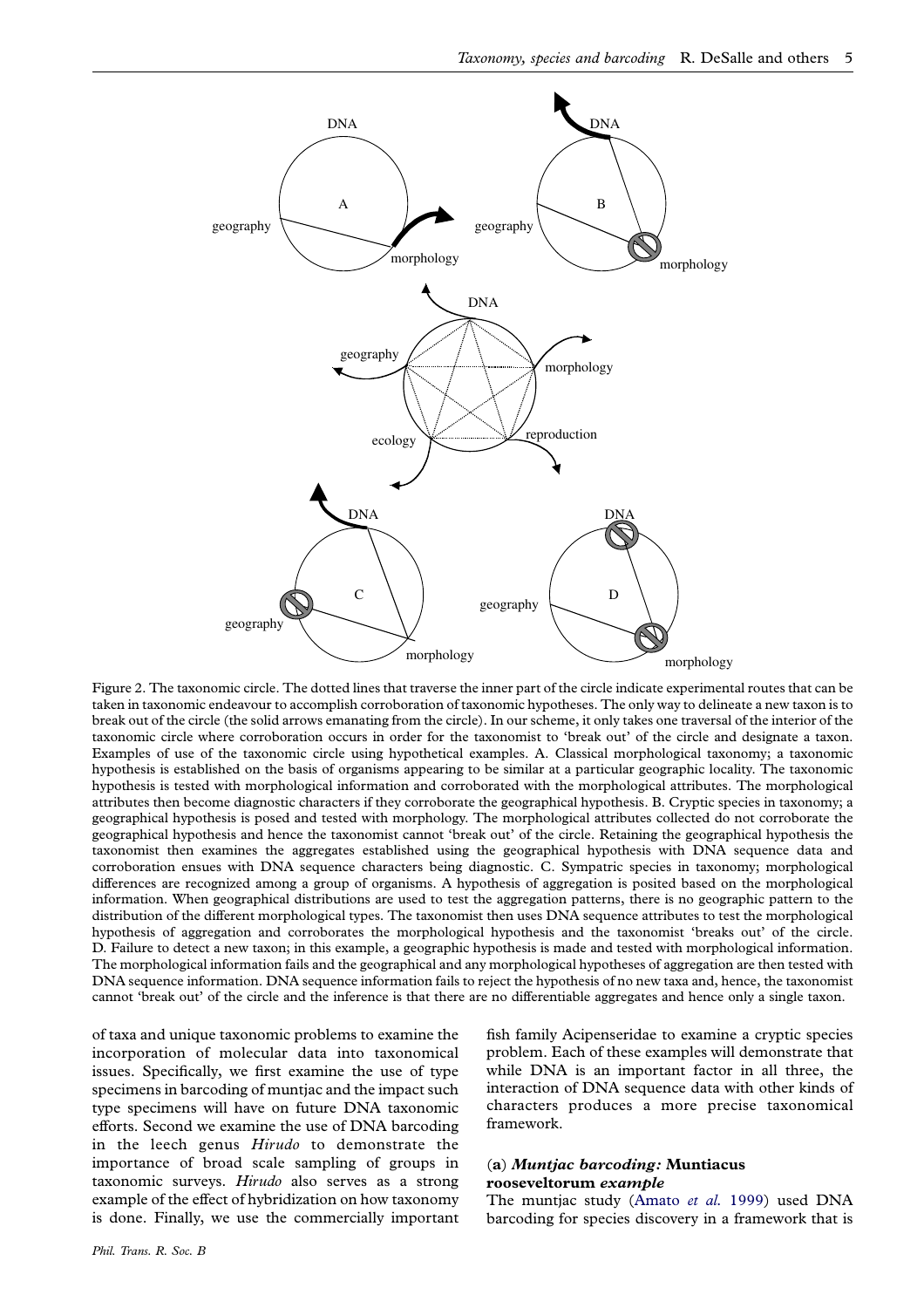DNA

A

geography

morphology

DNA

B

geography

morphology

DNA

geography

morphology

ecology

reproduction

DNA

C

geography

morphology

DNA

D

geography

morphology

Figure 2. The taxonomic circle. The dotted lines that traverse the inner part of the circle indicate experimental routes that can be taken in taxonomic endeavour to accomplish corroboration of taxonomic hypotheses. The only way to delineate a new taxon is to break out of the circle (the solid arrows emanating from the circle). In our scheme, it only takes one traversal of the interior of the taxonomic circle where corroboration occurs in order for the taxonomist to 'break out' of the circle and designate a taxon. Examples of use of the taxonomic circle using hypothetical examples. A. Classical morphological taxonomy; a taxonomic hypothesis is established on the basis of organisms appearing to be similar at a particular geographic locality. The taxonomic hypothesis is tested with morphological information and corroborated with the morphological attributes. The morphological attributes then become diagnostic characters if they corroborate the geographical hypothesis. B. Cryptic species in taxonomy; a geographical hypothesis is posed and tested with morphology. The morphological attributes collected do not corroborate the geographical hypothesis and hence the taxonomist cannot 'break out' of the circle. Retaining the geographical hypothesis the taxonomist then examines the aggregates established using the geographical hypothesis with DNA sequence data and corroboration ensues with DNA sequence characters being diagnostic. C. Sympatric species in taxonomy; morphological differences are recognized among a group of organisms. A hypothesis of aggregation is posited based on the morphological information. When geographical distributions are used to test the aggregation patterns, there is no geographic pattern to the distribution of the different morphological types. The taxonomist then uses DNA sequence attributes to test the morphological hypothesis of aggregation and corroborates the morphological hypothesis and the taxonomist 'breaks out' of the circle. D. Failure to detect a new taxon; in this example, a geographic hypothesis is made and tested with morphological information. The morphological information fails and the geographical and any morphological hypotheses of aggregation are then tested with DNA sequence information. DNA sequence information fails to reject the hypothesis of no new taxa and, hence, the taxonomist cannot 'break out' of the circle and the inference is that there are no differentiable aggregates and hence only a single taxon.

of taxa and unique taxonomic problems to examine the incorporation of molecular data into taxonomical issues. Specifically, we first examine the use of type specimens in barcoding of muntjac and the impact such type specimens will have on future DNA taxonomic efforts. Second we examine the use of DNA barcoding in the leech genus *Hirudo* to demonstrate the importance of broad scale sampling of groups in taxonomic surveys. *Hirudo* also serves as a strong example of the effect of hybridization on how taxonomy is done. Finally, we use the commercially important fish family Acipenseridae to examine a cryptic species problem. Each of these examples will demonstrate that while DNA is an important factor in all three, the interaction of DNA sequence data with other kinds of characters produces a more precise taxonomical framework.

### (a) *Muntjac barcoding:* **Muntiacus rooseveltorum** *example*

The muntjac study (Amato *et al.* 1999) used DNA barcoding for species discovery in a framework that is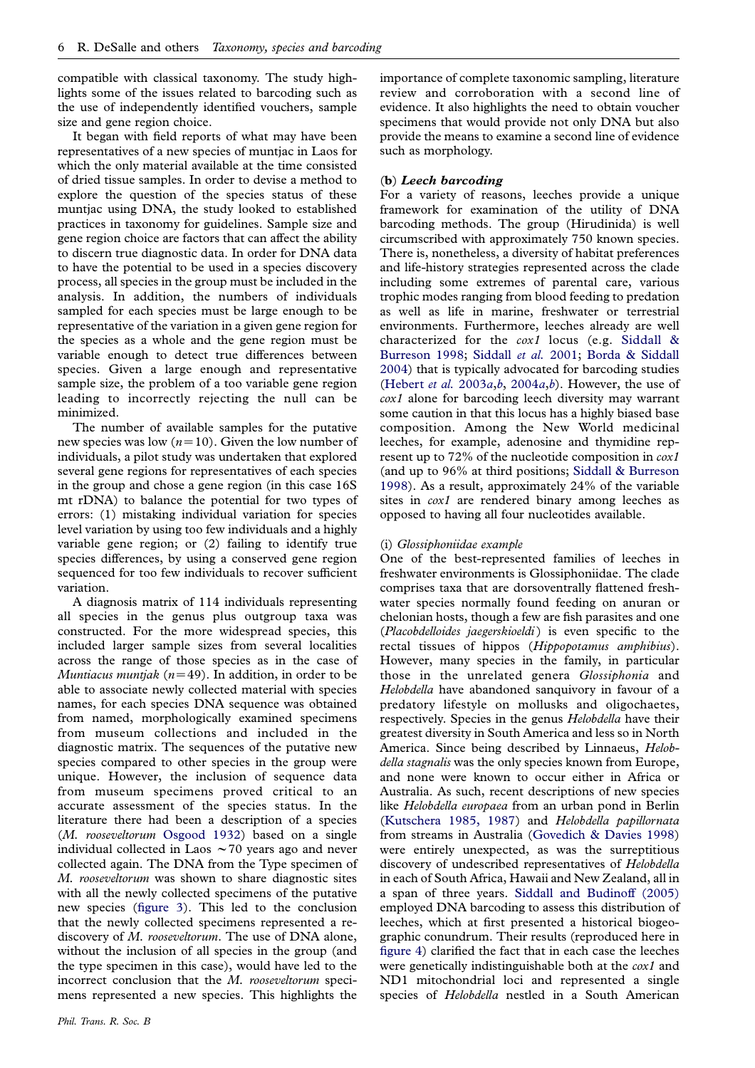compatible with classical taxonomy. The study highlights some of the issues related to barcoding such as the use of independently identified vouchers, sample size and gene region choice.

It began with field reports of what may have been representatives of a new species of muntjac in Laos for which the only material available at the time consisted of dried tissue samples. In order to devise a method to explore the question of the species status of these muntjac using DNA, the study looked to established practices in taxonomy for guidelines. Sample size and gene region choice are factors that can affect the ability to discern true diagnostic data. In order for DNA data to have the potential to be used in a species discovery process, all species in the group must be included in the analysis. In addition, the numbers of individuals sampled for each species must be large enough to be representative of the variation in a given gene region for the species as a whole and the gene region must be variable enough to detect true differences between species. Given a large enough and representative sample size, the problem of a too variable gene region leading to incorrectly rejecting the null can be minimized.

The number of available samples for the putative new species was low ($n=10$). Given the low number of individuals, a pilot study was undertaken that explored several gene regions for representatives of each species in the group and chose a gene region (in this case 16S mt rDNA) to balance the potential for two types of errors: (1) mistaking individual variation for species level variation by using too few individuals and a highly variable gene region; or (2) failing to identify true species differences, by using a conserved gene region sequenced for too few individuals to recover sufficient variation.

A diagnosis matrix of 114 individuals representing all species in the genus plus outgroup taxa was constructed. For the more widespread species, this included larger sample sizes from several localities across the range of those species as in the case of *Muntiacus muntjak* ($n=49$). In addition, in order to be able to associate newly collected material with species names, for each species DNA sequence was obtained from named, morphologically examined specimens from museum collections and included in the diagnostic matrix. The sequences of the putative new species compared to other species in the group were unique. However, the inclusion of sequence data from museum specimens proved critical to an accurate assessment of the species status. In the literature there had been a description of a species (*M. rooseveltorum* Osgood 1932) based on a single individual collected in Laos ~70 years ago and never collected again. The DNA from the Type specimen of *M. rooseveltorum* was shown to share diagnostic sites with all the newly collected specimens of the putative new species (figure 3). This led to the conclusion that the newly collected specimens represented a re-discovery of *M. rooseveltorum*. The use of DNA alone, without the inclusion of all species in the group (and the type specimen in this case), would have led to the incorrect conclusion that the *M. rooseveltorum* specimens represented a new species. This highlights the importance of complete taxonomic sampling, literature review and corroboration with a second line of evidence. It also highlights the need to obtain voucher specimens that would provide not only DNA but also provide the means to examine a second line of evidence such as morphology.

### (b) *Leech barcoding*

For a variety of reasons, leeches provide a unique framework for examination of the utility of DNA barcoding methods. The group (Hirudinida) is well circumscribed with approximately 750 known species. There is, nonetheless, a diversity of habitat preferences and life-history strategies represented across the clade including some extremes of parental care, various trophic modes ranging from blood feeding to predation as well as life in marine, freshwater or terrestrial environments. Furthermore, leeches already are well characterized for the *cox1* locus (e.g. Siddall & Burreson 1998; Siddall *et al.* 2001; Borda & Siddall 2004) that is typically advocated for barcoding studies (Hebert *et al.* 2003*a*,*b*, 2004*a*,*b*). However, the use of *cox1* alone for barcoding leech diversity may warrant some caution in that this locus has a highly biased base composition. Among the New World medicinal leeches, for example, adenosine and thymidine represent up to 72% of the nucleotide composition in *cox1* (and up to 96% at third positions; Siddall & Burreson 1998). As a result, approximately 24% of the variable sites in *cox1* are rendered binary among leeches as opposed to having all four nucleotides available.

#### (i) *Glossiphoniidae example*

One of the best-represented families of leeches in freshwater environments is Glossiphoniidae. The clade comprises taxa that are dorsoventrally flattened freshwater species normally found feeding on anuran or chelonian hosts, though a few are fish parasites and one (*Placobdelloides jaegerskioeldi*) is even specific to the rectal tissues of hippos (*Hippopotamus amphibius*). However, many species in the family, in particular those in the unrelated genera *Glossiphonia* and *Helobdella* have abandoned sanquivory in favour of a predatory lifestyle on mollusks and oligochaetes, respectively. Species in the genus *Helobdella* have their greatest diversity in South America and less so in North America. Since being described by Linnaeus, *Helobdella stagnalis* was the only species known from Europe, and none were known to occur either in Africa or Australia. As such, recent descriptions of new species like *Helobdella europaea* from an urban pond in Berlin (Kutschera 1985, 1987) and *Helobdella papillornata* from streams in Australia (Govedich & Davies 1998) were entirely unexpected, as was the surreptitious discovery of undescribed representatives of *Helobdella* in each of South Africa, Hawaii and New Zealand, all in a span of three years. Siddall and Budinoff (2005) employed DNA barcoding to assess this distribution of leeches, which at first presented a historical biogeographic conundrum. Their results (reproduced here in figure 4) clarified the fact that in each case the leeches were genetically indistinguishable both at the *cox1* and ND1 mitochondrial loci and represented a single species of *Helobdella* nestled in a South American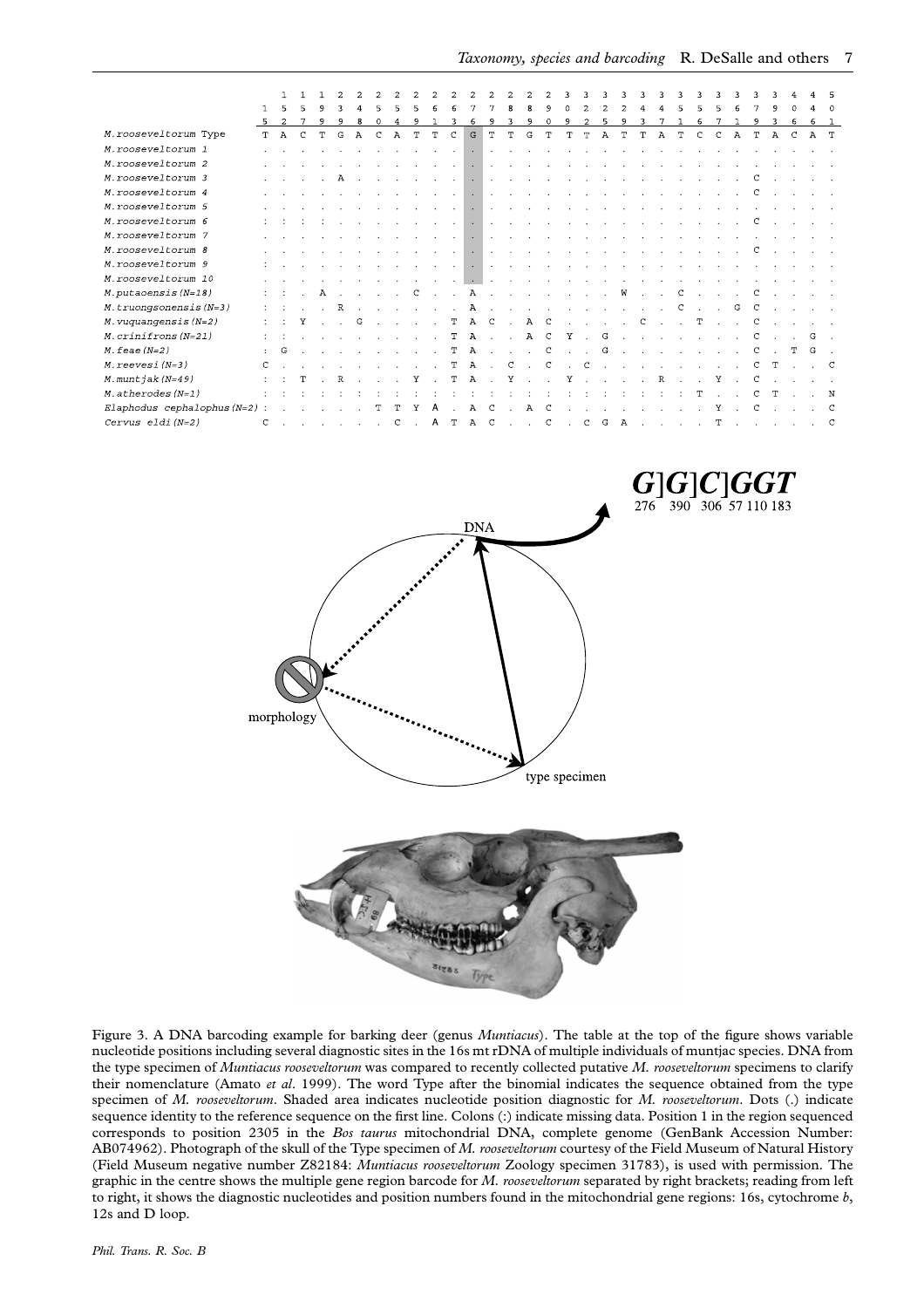| | 15 | 152 | 157 | 199 | 239 | 248 | 250 | 254 | 259 | 261 | 263 | 276 | 279 | 283 | 289 | 290 | 309 | 322 | 325 | 329 | 343 | 347 | 351 | 356 | 357 | 361 | 379 | 393 | 406 | 446 | 501 |
|---|---|---|---|---|---|---|---|---|---|---|---|---|---|---|---|---|---|---|---|---|---|---|---|---|---|---|---|---|---|---|---|
| *M. rooseveltorum* Type | T | A | C | T | G | A | C | A | T | T | C | G | T | T | G | T | T | T | A | T | T | A | T | C | C | A | T | A | C | A | T |
| *M. rooseveltorum* 1 | . | . | . | . | . | . | . | . | . | . | . | . | . | . | . | . | . | . | . | . | . | . | . | . | . | . | . | . | . | . | . |
| *M. rooseveltorum* 2 | . | . | . | . | . | . | . | . | . | . | . | . | . | . | . | . | . | . | . | . | . | . | . | . | . | . | . | . | . | . | . |
| *M. rooseveltorum* 3 | . | . | . | . | A | . | . | . | . | . | . | . | . | . | . | . | . | . | . | . | . | . | . | . | . | . | C | . | . | . | . |
| *M. rooseveltorum* 4 | . | . | . | . | . | . | . | . | . | . | . | . | . | . | . | . | . | . | . | . | . | . | . | . | . | . | C | . | . | . | . |
| *M. rooseveltorum* 5 | . | . | . | . | . | . | . | . | . | . | . | . | . | . | . | . | . | . | . | . | . | . | . | . | . | . | . | . | . | . | . |
| *M. rooseveltorum* 6 | : | : | : | : | . | . | . | . | . | . | . | . | . | . | . | . | . | . | . | . | . | . | . | . | . | . | C | . | . | . | . |
| *M. rooseveltorum* 7 | . | . | . | . | . | . | . | . | . | . | . | . | . | . | . | . | . | . | . | . | . | . | . | . | . | . | . | . | . | . | . |
| *M. rooseveltorum* 8 | . | . | . | . | . | . | . | . | . | . | . | . | . | . | . | . | . | . | . | . | . | . | . | . | . | . | C | . | . | . | . |
| *M. rooseveltorum* 9 | : | . | . | . | . | . | . | . | . | . | . | . | . | . | . | . | . | . | . | . | . | . | . | . | . | . | . | . | . | . | . |
| *M. rooseveltorum* 10 | . | . | . | . | . | . | . | . | . | . | . | . | . | . | . | . | . | . | . | . | . | . | . | . | . | . | . | . | . | . | . |
| *M. putaoensis* (N=18) | : | : | . | A | . | . | . | . | C | . | . | A | . | . | . | . | . | . | . | W | . | . | C | . | . | . | C | . | . | . | . |
| *M. truongsonensis* (N=3) | : | : | . | . | R | . | . | . | . | . | . | A | . | . | . | . | . | . | . | . | . | . | C | . | . | G | C | . | . | . | . |
| *M. vuquangensis* (N=2) | : | : | Y | . | . | G | . | . | . | . | T | A | C | . | A | C | . | . | . | . | C | . | . | T | . | . | C | . | . | . | . |
| *M. crinifrons* (N=21) | : | : | . | . | . | . | . | . | . | . | T | A | . | . | A | C | Y | . | G | . | . | . | . | . | . | . | C | . | . | G | . |
| *M. feae* (N=2) | : | G | . | . | . | . | . | . | . | . | T | A | . | . | . | C | . | . | G | . | . | . | . | . | . | . | C | . | T | G | . |
| *M. reevesi* (N=3) | C | . | . | . | . | . | . | . | . | . | T | A | . | C | . | C | . | C | . | . | . | . | . | . | . | . | C | T | . | . | C |
| *M. muntjak* (N=49) | : | : | T | . | R | . | . | . | Y | . | T | A | . | Y | . | . | Y | . | . | . | . | R | . | . | Y | . | C | . | . | . | . |
| *M. atherodes* (N=1) | : | : | : | : | : | : | : | : | : | : | : | : | : | : | : | : | : | : | : | : | : | : | : | T | . | . | C | T | . | . | N |
| *Elaphodus cephalophus* (N=2) | : | . | . | . | . | . | T | T | Y | A | . | A | C | . | A | C | . | . | . | . | . | . | . | . | Y | . | C | . | . | . | C |
| *Cervus eldi* (N=2) | C | . | . | . | . | . | . | C | . | A | T | A | C | . | . | C | . | C | G | A | . | . | . | . | T | . | . | . | . | . | C |

*G*]*G*]*C*]*GGT*
276 390 306 57 110 183

DNA — morphology — type specimen

Figure 3. A DNA barcoding example for barking deer (genus *Muntiacus*). The table at the top of the figure shows variable nucleotide positions including several diagnostic sites in the 16s mt rDNA of multiple individuals of muntjac species. DNA from the type specimen of *Muntiacus rooseveltorum* was compared to recently collected putative *M. rooseveltorum* specimens to clarify their nomenclature (Amato *et al*. 1999). The word Type after the binomial indicates the sequence obtained from the type specimen of *M. rooseveltorum*. Shaded area indicates nucleotide position diagnostic for *M. rooseveltorum*. Dots (.) indicate sequence identity to the reference sequence on the first line. Colons (:) indicate missing data. Position 1 in the region sequenced corresponds to position 2305 in the *Bos taurus* mitochondrial DNA, complete genome (GenBank Accession Number: AB074962). Photograph of the skull of the Type specimen of *M. rooseveltorum* courtesy of the Field Museum of Natural History (Field Museum negative number Z82184: *Muntiacus rooseveltorum* Zoology specimen 31783), is used with permission. The graphic in the centre shows the multiple gene region barcode for *M. rooseveltorum* separated by right brackets; reading from left to right, it shows the diagnostic nucleotides and position numbers found in the mitochondrial gene regions: 16s, cytochrome *b*, 12s and D loop.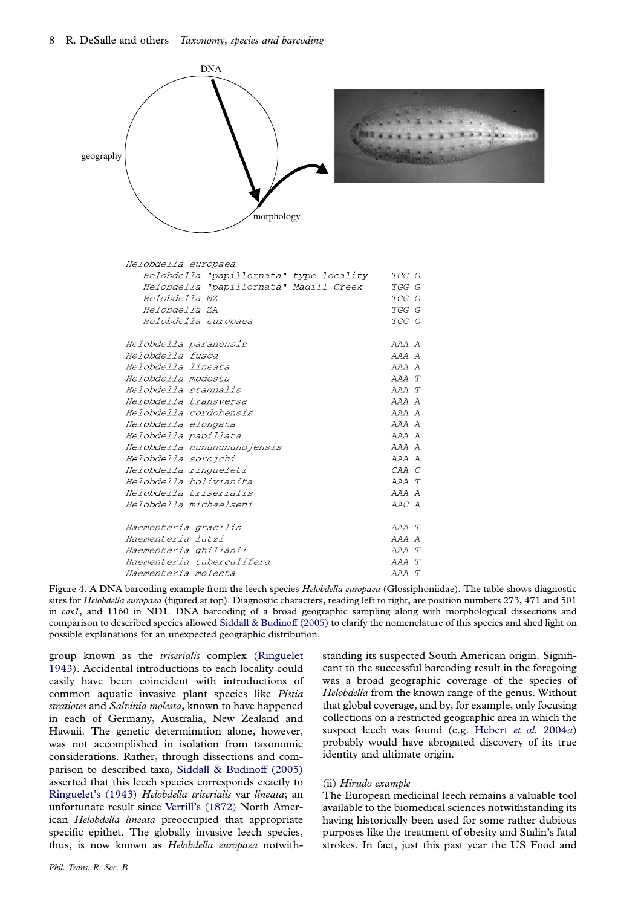DNA

geography

morphology

| | |
|---|---|
| *Helobdella europaea* | |
| *Helobdella "papillornata" type locality* | TGG G |
| *Helobdella "papillornata" Madill Creek* | TGG G |
| *Helobdella NZ* | TGG G |
| *Helobdella ZA* | TGG G |
| *Helobdella europaea* | TGG G |
| | |
| *Helobdella paranensis* | AAA A |
| *Helobdella fusca* | AAA A |
| *Helobdella lineata* | AAA A |
| *Helobdella modesta* | AAA T |
| *Helobdella stagnalis* | AAA T |
| *Helobdella transversa* | AAA A |
| *Helobdella cordobensis* | AAA A |
| *Helobdella elongata* | AAA A |
| *Helobdella papillata* | AAA A |
| *Helobdella nununununojensis* | AAA A |
| *Helobdella sorojchi* | AAA A |
| *Helobdella ringueleti* | CAA C |
| *Helobdella bolivianita* | AAA T |
| *Helobdella triserialis* | AAA A |
| *Helobdella michaelseni* | AAC A |
| | |
| *Haementeria gracilis* | AAA T |
| *Haementeria lutzi* | AAA A |
| *Haementeria ghilianii* | AAA T |
| *Haementeria tuberculifera* | AAA T |
| *Haementeria molesta* | AAA T |

Figure 4. A DNA barcoding example from the leech species *Helobdella europaea* (Glossiphoniidae). The table shows diagnostic sites for *Helobdella europaea* (figured at top). Diagnostic characters, reading left to right, are position numbers 273, 471 and 501 in *cox1*, and 1160 in ND1. DNA barcoding of a broad geographic sampling along with morphological dissections and comparison to described species allowed Siddall & Budinoff (2005) to clarify the nomenclature of this species and shed light on possible explanations for an unexpected geographic distribution.

group known as the *triserialis* complex (Ringuelet 1943). Accidental introductions to each locality could easily have been coincident with introductions of common aquatic invasive plant species like *Pistia stratiotes* and *Salvinia molesta*, known to have happened in each of Germany, Australia, New Zealand and Hawaii. The genetic determination alone, however, was not accomplished in isolation from taxonomic considerations. Rather, through dissections and comparison to described taxa, Siddall & Budinoff (2005) asserted that this leech species corresponds exactly to Ringuelet's (1943) *Helobdella triserialis* var *lineata*; an unfortunate result since Verrill's (1872) North American *Helobdella lineata* preoccupied that appropriate specific epithet. The globally invasive leech species, thus, is now known as *Helobdella europaea* notwithstanding its suspected South American origin. Significant to the successful barcoding result in the foregoing was a broad geographic coverage of the species of *Helobdella* from the known range of the genus. Without that global coverage, and by, for example, only focusing collections on a restricted geographic area in which the suspect leech was found (e.g. Hebert *et al.* 2004*a*) probably would have abrogated discovery of its true identity and ultimate origin.

(ii) *Hirudo example*

The European medicinal leech remains a valuable tool available to the biomedical sciences notwithstanding its having historically been used for some rather dubious purposes like the treatment of obesity and Stalin's fatal strokes. In fact, just this past year the US Food and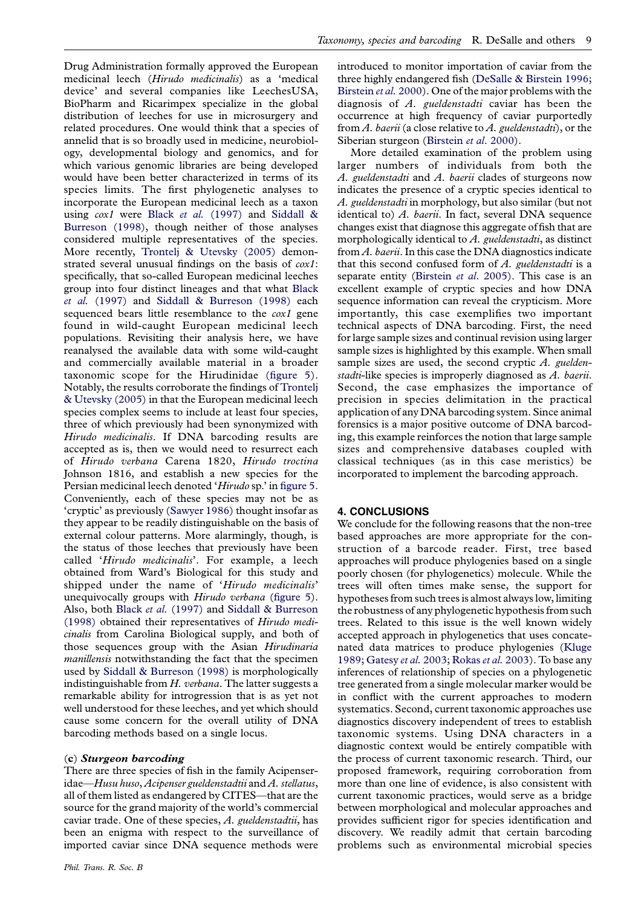Drug Administration formally approved the European medicinal leech (*Hirudo medicinalis*) as a 'medical device' and several companies like LeechesUSA, BioPharm and Ricarimpex specialize in the global distribution of leeches for use in microsurgery and related procedures. One would think that a species of annelid that is so broadly used in medicine, neurobiology, developmental biology and genomics, and for which various genomic libraries are being developed would have been better characterized in terms of its species limits. The first phylogenetic analyses to incorporate the European medicinal leech as a taxon using *cox1* were Black *et al.* (1997) and Siddall & Burreson (1998), though neither of those analyses considered multiple representatives of the species. More recently, Trontelj & Utevsky (2005) demonstrated several unusual findings on the basis of *cox1*: specifically, that so-called European medicinal leeches group into four distinct lineages and that what Black *et al.* (1997) and Siddall & Burreson (1998) each sequenced bears little resemblance to the *cox1* gene found in wild-caught European medicinal leech populations. Revisiting their analysis here, we have reanalysed the available data with some wild-caught and commercially available material in a broader taxonomic scope for the Hirudinidae (figure 5). Notably, the results corroborate the findings of Trontelj & Utevsky (2005) in that the European medicinal leech species complex seems to include at least four species, three of which previously had been synonymized with *Hirudo medicinalis*. If DNA barcoding results are accepted as is, then we would need to resurrect each of *Hirudo verbana* Carena 1820, *Hirudo troctina* Johnson 1816, and establish a new species for the Persian medicinal leech denoted '*Hirudo* sp.' in figure 5. Conveniently, each of these species may not be as 'cryptic' as previously (Sawyer 1986) thought insofar as they appear to be readily distinguishable on the basis of external colour patterns. More alarmingly, though, is the status of those leeches that previously have been called '*Hirudo medicinalis*'. For example, a leech obtained from Ward's Biological for this study and shipped under the name of '*Hirudo medicinalis*' unequivocally groups with *Hirudo verbana* (figure 5). Also, both Black *et al.* (1997) and Siddall & Burreson (1998) obtained their representatives of *Hirudo medicinalis* from Carolina Biological supply, and both of those sequences group with the Asian *Hirudinaria manillensis* notwithstanding the fact that the specimen used by Siddall & Burreson (1998) is morphologically indistinguishable from *H. verbana*. The latter suggests a remarkable ability for introgression that is as yet not well understood for these leeches, and yet which should cause some concern for the overall utility of DNA barcoding methods based on a single locus.

### (c) *Sturgeon barcoding*

There are three species of fish in the family Acipenseridae—*Husu huso*, *Acipenser gueldenstadtii* and *A. stellatus*, all of them listed as endangered by CITES—that are the source for the grand majority of the world's commercial caviar trade. One of these species, *A. gueldenstadtii*, has been an enigma with respect to the surveillance of imported caviar since DNA sequence methods were introduced to monitor importation of caviar from the three highly endangered fish (DeSalle & Birstein 1996; Birstein *et al.* 2000). One of the major problems with the diagnosis of *A. gueldenstadti* caviar has been the occurrence at high frequency of caviar purportedly from *A. baerii* (a close relative to *A. gueldenstadti*), or the Siberian sturgeon (Birstein *et al.* 2000).

More detailed examination of the problem using larger numbers of individuals from both the *A. gueldenstadti* and *A. baerii* clades of sturgeons now indicates the presence of a cryptic species identical to *A. gueldenstadti* in morphology, but also similar (but not identical to) *A. baerii*. In fact, several DNA sequence changes exist that diagnose this aggregate of fish that are morphologically identical to *A. gueldenstadti*, as distinct from *A. baerii*. In this case the DNA diagnostics indicate that this second confused form of *A. gueldenstadti* is a separate entity (Birstein *et al.* 2005). This case is an excellent example of cryptic species and how DNA sequence information can reveal the crypticism. More importantly, this case exemplifies two important technical aspects of DNA barcoding. First, the need for large sample sizes and continual revision using larger sample sizes is highlighted by this example. When small sample sizes are used, the second cryptic *A. gueldenstadti*-like species is improperly diagnosed as *A. baerii*. Second, the case emphasizes the importance of precision in species delimitation in the practical application of any DNA barcoding system. Since animal forensics is a major positive outcome of DNA barcoding, this example reinforces the notion that large sample sizes and comprehensive databases coupled with classical techniques (as in this case meristics) be incorporated to implement the barcoding approach.

## 4. CONCLUSIONS

We conclude for the following reasons that the non-tree based approaches are more appropriate for the construction of a barcode reader. First, tree based approaches will produce phylogenies based on a single poorly chosen (for phylogenetics) molecule. While the trees will often times make sense, the support for hypotheses from such trees is almost always low, limiting the robustness of any phylogenetic hypothesis from such trees. Related to this issue is the well known widely accepted approach in phylogenetics that uses concatenated data matrices to produce phylogenies (Kluge 1989; Gatesy *et al.* 2003; Rokas *et al.* 2003). To base any inferences of relationship of species on a phylogenetic tree generated from a single molecular marker would be in conflict with the current approaches to modern systematics. Second, current taxonomic approaches use diagnostics discovery independent of trees to establish taxonomic systems. Using DNA characters in a diagnostic context would be entirely compatible with the process of current taxonomic research. Third, our proposed framework, requiring corroboration from more than one line of evidence, is also consistent with current taxonomic practices, would serve as a bridge between morphological and molecular approaches and provides sufficient rigor for species identification and discovery. We readily admit that certain barcoding problems such as environmental microbial species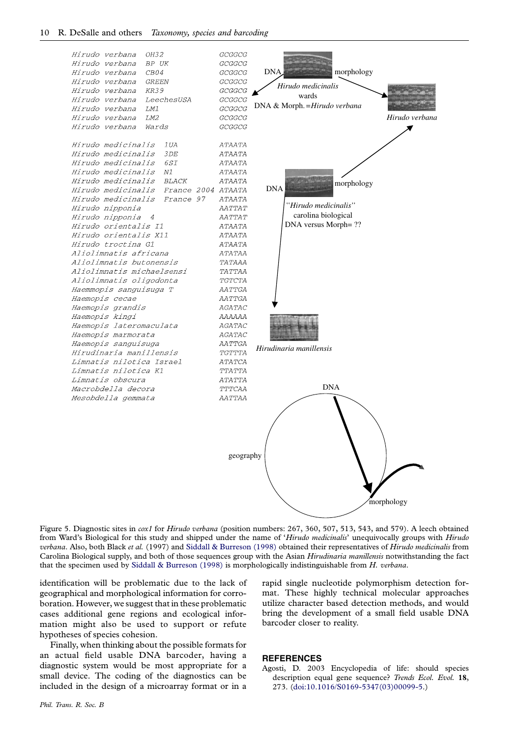| Taxon | Diagnostic sites |
|---|---|
| *Hirudo verbana* OH32 | GCGGCG |
| *Hirudo verbana* BP UK | GCGGCG |
| *Hirudo verbana* CB04 | GCGGCG |
| *Hirudo verbana* GREEN | GCGGCG |
| *Hirudo verbana* KR39 | GCGGCG |
| *Hirudo verbana* LeechesUSA | GCGGCG |
| *Hirudo verbana* LM1 | GCGGCG |
| *Hirudo verbana* LM2 | GCGGCG |
| *Hirudo verbana* Wards | GCGGCG |
| *Hirudo medicinalis* 1UA | ATAATA |
| *Hirudo medicinalis* 3DE | ATAATA |
| *Hirudo medicinalis* 6SI | ATAATA |
| *Hirudo medicinalis* N1 | ATAATA |
| *Hirudo medicinalis* BLACK | ATAATA |
| *Hirudo medicinalis* France 2004 | ATAATA |
| *Hirudo medicinalis* France 97 | ATAATA |
| *Hirudo nipponia* | AATTAT |
| *Hirudo nipponia* 4 | AATTAT |
| *Hirudo orientalis* I1 | ATAATA |
| *Hirudo orientalis* X11 | ATAATA |
| *Hirudo troctina* G1 | ATAATA |
| *Aliolimnatis africana* | ATATAA |
| *Aliolimnatis butonensis* | TATAAA |
| *Aliolimnatis michaelsensi* | TATTAA |
| *Aliolimnatis oligodonta* | TGTCTA |
| *Haemmopis sanguisuga* T | AATTGA |
| *Haemopis cecae* | AATTGA |
| *Haemopis grandis* | AGATAC |
| *Haemopis kingi* | AAAAAA |
| *Haemopis lateromaculata* | AGATAC |
| *Haemopis marmorata* | AGATAC |
| *Haemopis sanguisuga* | AATTGA |
| *Hirudinaria manillensis* | TGTTTA |
| *Limnatis nilotica* Israel | ATATCA |
| *Limnatis nilotica* K1 | TTATTA |
| *Limnatis obscura* | ATATTA |
| *Macrobdella decora* | TTTCAA |
| *Mesobdella gemmata* | AATTAA |

Figure 5. Diagnostic sites in *cox1* for *Hirudo verbana* (position numbers: 267, 360, 507, 513, 543, and 579). A leech obtained from Ward's Biological for this study and shipped under the name of '*Hirudo medicinalis*' unequivocally groups with *Hirudo verbana*. Also, both Black *et al.* (1997) and Siddall & Burreson (1998) obtained their representatives of *Hirudo medicinalis* from Carolina Biological supply, and both of those sequences group with the Asian *Hirudinaria manillensis* notwithstanding the fact that the specimen used by Siddall & Burreson (1998) is morphologically indistinguishable from *H. verbana*.

identification will be problematic due to the lack of geographical and morphological information for corroboration. However, we suggest that in these problematic cases additional gene regions and ecological information might also be used to support or refute hypotheses of species cohesion.

Finally, when thinking about the possible formats for an actual field usable DNA barcoder, having a diagnostic system would be most appropriate for a small device. The coding of the diagnostics can be included in the design of a microarray format or in a rapid single nucleotide polymorphism detection format. These highly technical molecular approaches utilize character based detection methods, and would bring the development of a small field usable DNA barcoder closer to reality.

## REFERENCES

Agosti, D. 2003 Encyclopedia of life: should species description equal gene sequence? *Trends Ecol. Evol.* **18**, 273. (doi:10.1016/S0169-5347(03)00099-5.)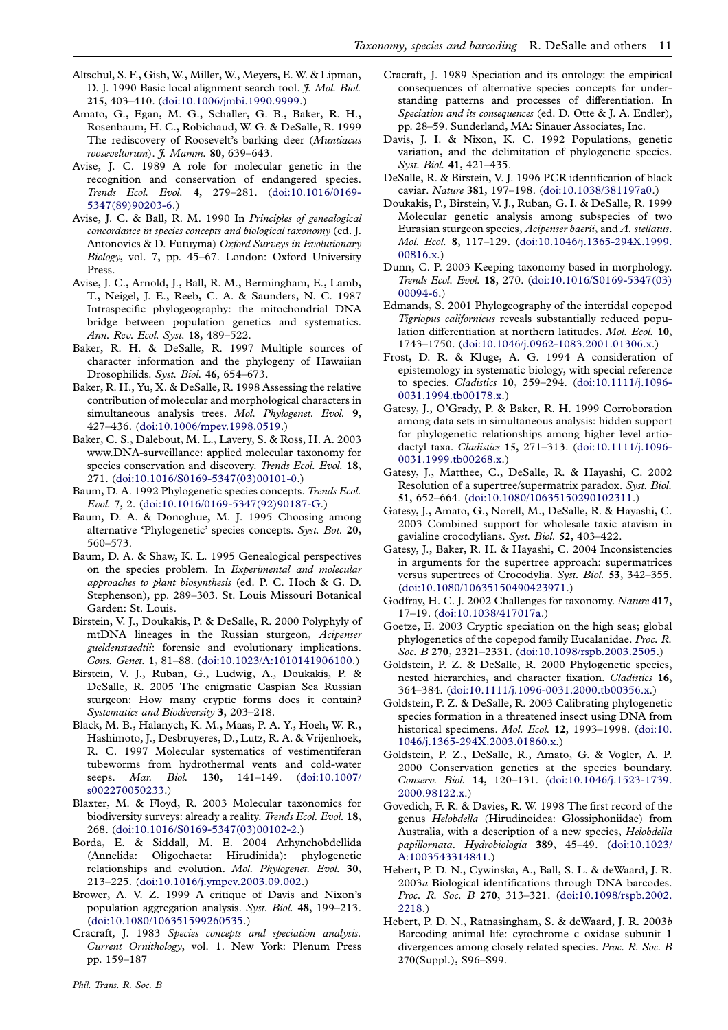Altschul, S. F., Gish, W., Miller, W., Meyers, E. W. & Lipman, D. J. 1990 Basic local alignment search tool. *J. Mol. Biol.* **215**, 403–410. (doi:10.1006/jmbi.1990.9999.)

Amato, G., Egan, M. G., Schaller, G. B., Baker, R. H., Rosenbaum, H. C., Robichaud, W. G. & DeSalle, R. 1999 The rediscovery of Roosevelt's barking deer (*Muntiacus rooseveltorum*). *J. Mamm.* **80**, 639–643.

Avise, J. C. 1989 A role for molecular genetic in the recognition and conservation of endangered species. *Trends Ecol. Evol.* **4**, 279–281. (doi:10.1016/0169-5347(89)90203-6.)

Avise, J. C. & Ball, R. M. 1990 In *Principles of genealogical concordance in species concepts and biological taxonomy* (ed. J. Antonovics & D. Futuyma) *Oxford Surveys in Evolutionary Biology*, vol. 7, pp. 45–67. London: Oxford University Press.

Avise, J. C., Arnold, J., Ball, R. M., Bermingham, E., Lamb, T., Neigel, J. E., Reeb, C. A. & Saunders, N. C. 1987 Intraspecific phylogeography: the mitochondrial DNA bridge between population genetics and systematics. *Ann. Rev. Ecol. Syst.* **18**, 489–522.

Baker, R. H. & DeSalle, R. 1997 Multiple sources of character information and the phylogeny of Hawaiian Drosophilids. *Syst. Biol.* **46**, 654–673.

Baker, R. H., Yu, X. & DeSalle, R. 1998 Assessing the relative contribution of molecular and morphological characters in simultaneous analysis trees. *Mol. Phylogenet. Evol.* **9**, 427–436. (doi:10.1006/mpev.1998.0519.)

Baker, C. S., Dalebout, M. L., Lavery, S. & Ross, H. A. 2003 www.DNA-surveillance: applied molecular taxonomy for species conservation and discovery. *Trends Ecol. Evol.* **18**, 271. (doi:10.1016/S0169-5347(03)00101-0.)

Baum, D. A. 1992 Phylogenetic species concepts. *Trends Ecol. Evol.* **7**, 2. (doi:10.1016/0169-5347(92)90187-G.)

Baum, D. A. & Donoghue, M. J. 1995 Choosing among alternative 'Phylogenetic' species concepts. *Syst. Bot.* **20**, 560–573.

Baum, D. A. & Shaw, K. L. 1995 Genealogical perspectives on the species problem. In *Experimental and molecular approaches to plant biosynthesis* (ed. P. C. Hoch & G. D. Stephenson), pp. 289–303. St. Louis Missouri Botanical Garden: St. Louis.

Birstein, V. J., Doukakis, P. & DeSalle, R. 2000 Polyphyly of mtDNA lineages in the Russian sturgeon, *Acipenser gueldenstaedtii*: forensic and evolutionary implications. *Cons. Genet.* **1**, 81–88. (doi:10.1023/A:1010141906100.)

Birstein, V. J., Ruban, G., Ludwig, A., Doukakis, P. & DeSalle, R. 2005 The enigmatic Caspian Sea Russian sturgeon: How many cryptic forms does it contain? *Systematics and Biodiversity* **3**, 203–218.

Black, M. B., Halanych, K. M., Maas, P. A. Y., Hoeh, W. R., Hashimoto, J., Desbruyeres, D., Lutz, R. A. & Vrijenhoek, R. C. 1997 Molecular systematics of vestimentiferan tubeworms from hydrothermal vents and cold-water seeps. *Mar. Biol.* **130**, 141–149. (doi:10.1007/s002270050233.)

Blaxter, M. & Floyd, R. 2003 Molecular taxonomics for biodiversity surveys: already a reality. *Trends Ecol. Evol.* **18**, 268. (doi:10.1016/S0169-5347(03)00102-2.)

Borda, E. & Siddall, M. E. 2004 Arhynchobdellida (Annelida: Oligochaeta: Hirudinida): phylogenetic relationships and evolution. *Mol. Phylogenet. Evol.* **30**, 213–225. (doi:10.1016/j.ympev.2003.09.002.)

Brower, A. V. Z. 1999 A critique of Davis and Nixon's population aggregation analysis. *Syst. Biol.* **48**, 199–213. (doi:10.1080/106351599260535.)

Cracraft, J. 1983 *Species concepts and speciation analysis. Current Ornithology*, vol. 1. New York: Plenum Press pp. 159–187

Cracraft, J. 1989 Speciation and its ontology: the empirical consequences of alternative species concepts for understanding patterns and processes of differentiation. In *Speciation and its consequences* (ed. D. Otte & J. A. Endler), pp. 28–59. Sunderland, MA: Sinauer Associates, Inc.

Davis, J. I. & Nixon, K. C. 1992 Populations, genetic variation, and the delimitation of phylogenetic species. *Syst. Biol.* **41**, 421–435.

DeSalle, R. & Birstein, V. J. 1996 PCR identification of black caviar. *Nature* **381**, 197–198. (doi:10.1038/381197a0.)

Doukakis, P., Birstein, V. J., Ruban, G. I. & DeSalle, R. 1999 Molecular genetic analysis among subspecies of two Eurasian sturgeon species, *Acipenser baerii*, and *A. stellatus*. *Mol. Ecol.* **8**, 117–129. (doi:10.1046/j.1365-294X.1999.00816.x.)

Dunn, C. P. 2003 Keeping taxonomy based in morphology. *Trends Ecol. Evol.* **18**, 270. (doi:10.1016/S0169-5347(03)00094-6.)

Edmands, S. 2001 Phylogeography of the intertidal copepod *Tigriopus californicus* reveals substantially reduced population differentiation at northern latitudes. *Mol. Ecol.* **10**, 1743–1750. (doi:10.1046/j.0962-1083.2001.01306.x.)

Frost, D. R. & Kluge, A. G. 1994 A consideration of epistemology in systematic biology, with special reference to species. *Cladistics* **10**, 259–294. (doi:10.1111/j.1096-0031.1994.tb00178.x.)

Gatesy, J., O'Grady, P. & Baker, R. H. 1999 Corroboration among data sets in simultaneous analysis: hidden support for phylogenetic relationships among higher level artiodactyl taxa. *Cladistics* **15**, 271–313. (doi:10.1111/j.1096-0031.1999.tb00268.x.)

Gatesy, J., Matthee, C., DeSalle, R. & Hayashi, C. 2002 Resolution of a supertree/supermatrix paradox. *Syst. Biol.* **51**, 652–664. (doi:10.1080/10635150290102311.)

Gatesy, J., Amato, G., Norell, M., DeSalle, R. & Hayashi, C. 2003 Combined support for wholesale taxic atavism in gavialine crocodylians. *Syst. Biol.* **52**, 403–422.

Gatesy, J., Baker, R. H. & Hayashi, C. 2004 Inconsistencies in arguments for the supertree approach: supermatrices versus supertrees of Crocodylia. *Syst. Biol.* **53**, 342–355. (doi:10.1080/10635150490423971.)

Godfray, H. C. J. 2002 Challenges for taxonomy. *Nature* **417**, 17–19. (doi:10.1038/417017a.)

Goetze, E. 2003 Cryptic speciation on the high seas; global phylogenetics of the copepod family Eucalanidae. *Proc. R. Soc. B* **270**, 2321–2331. (doi:10.1098/rspb.2003.2505.)

Goldstein, P. Z. & DeSalle, R. 2000 Phylogenetic species, nested hierarchies, and character fixation. *Cladistics* **16**, 364–384. (doi:10.1111/j.1096-0031.2000.tb00356.x.)

Goldstein, P. Z. & DeSalle, R. 2003 Calibrating phylogenetic species formation in a threatened insect using DNA from historical specimens. *Mol. Ecol.* **12**, 1993–1998. (doi:10.1046/j.1365-294X.2003.01860.x.)

Goldstein, P. Z., DeSalle, R., Amato, G. & Vogler, A. P. 2000 Conservation genetics at the species boundary. *Conserv. Biol.* **14**, 120–131. (doi:10.1046/j.1523-1739.2000.98122.x.)

Govedich, F. R. & Davies, R. W. 1998 The first record of the genus *Helobdella* (Hirudinoidea: Glossiphoniidae) from Australia, with a description of a new species, *Helobdella papillornata*. *Hydrobiologia* **389**, 45–49. (doi:10.1023/A:1003543314841.)

Hebert, P. D. N., Cywinska, A., Ball, S. L. & deWaard, J. R. 2003*a* Biological identifications through DNA barcodes. *Proc. R. Soc. B* **270**, 313–321. (doi:10.1098/rspb.2002.2218.)

Hebert, P. D. N., Ratnasingham, S. & deWaard, J. R. 2003*b* Barcoding animal life: cytochrome c oxidase subunit 1 divergences among closely related species. *Proc. R. Soc. B* **270**(Suppl.), S96–S99.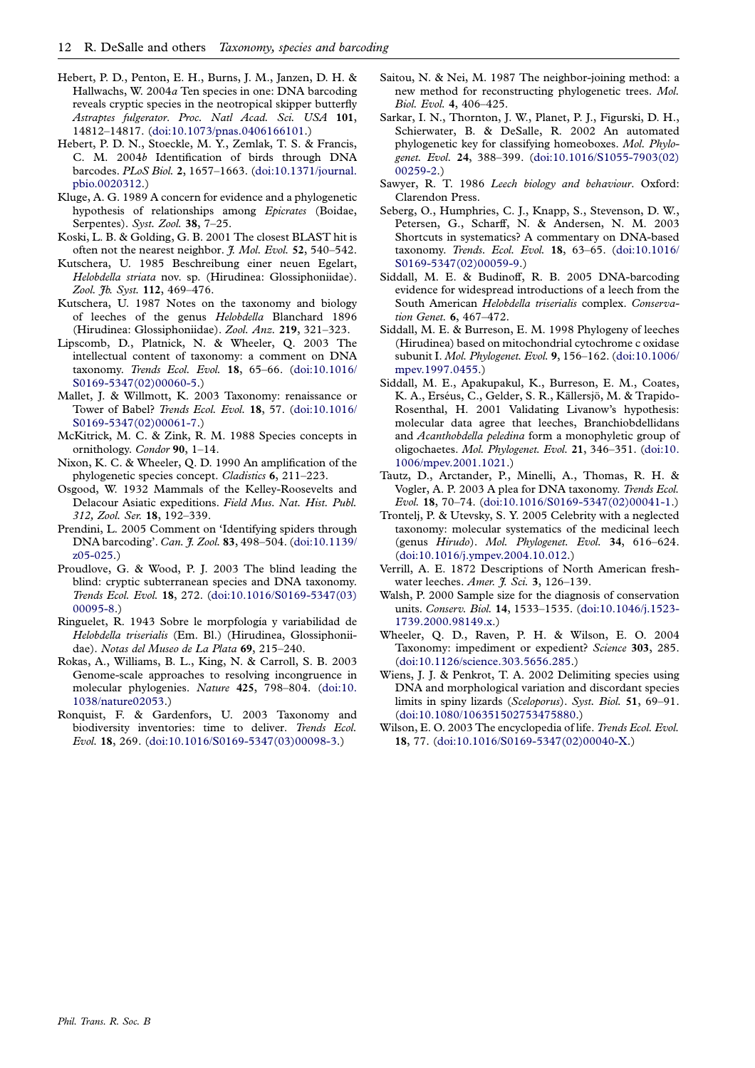Hebert, P. D., Penton, E. H., Burns, J. M., Janzen, D. H. & Hallwachs, W. 2004*a* Ten species in one: DNA barcoding reveals cryptic species in the neotropical skipper butterfly *Astraptes fulgerator*. *Proc. Natl Acad. Sci. USA* **101**, 14812–14817. (doi:10.1073/pnas.0406166101.)

Hebert, P. D. N., Stoeckle, M. Y., Zemlak, T. S. & Francis, C. M. 2004*b* Identification of birds through DNA barcodes. *PLoS Biol.* **2**, 1657–1663. (doi:10.1371/journal.pbio.0020312.)

Kluge, A. G. 1989 A concern for evidence and a phylogenetic hypothesis of relationships among *Epicrates* (Boidae, Serpentes). *Syst. Zool.* **38**, 7–25.

Koski, L. B. & Golding, G. B. 2001 The closest BLAST hit is often not the nearest neighbor. *J. Mol. Evol.* **52**, 540–542.

Kutschera, U. 1985 Beschreibung einer neuen Egelart, *Helobdella striata* nov. sp. (Hirudinea: Glossiphoniidae). *Zool. Jb. Syst.* **112**, 469–476.

Kutschera, U. 1987 Notes on the taxonomy and biology of leeches of the genus *Helobdella* Blanchard 1896 (Hirudinea: Glossiphoniidae). *Zool. Anz.* **219**, 321–323.

Lipscomb, D., Platnick, N. & Wheeler, Q. 2003 The intellectual content of taxonomy: a comment on DNA taxonomy. *Trends Ecol. Evol.* **18**, 65–66. (doi:10.1016/S0169-5347(02)00060-5.)

Mallet, J. & Willmott, K. 2003 Taxonomy: renaissance or Tower of Babel? *Trends Ecol. Evol.* **18**, 57. (doi:10.1016/S0169-5347(02)00061-7.)

McKitrick, M. C. & Zink, R. M. 1988 Species concepts in ornithology. *Condor* **90**, 1–14.

Nixon, K. C. & Wheeler, Q. D. 1990 An amplification of the phylogenetic species concept. *Cladistics* **6**, 211–223.

Osgood, W. 1932 Mammals of the Kelley-Roosevelts and Delacour Asiatic expeditions. *Field Mus. Nat. Hist. Publ. 312, Zool. Ser.* **18**, 192–339.

Prendini, L. 2005 Comment on 'Identifying spiders through DNA barcoding'. *Can. J. Zool.* **83**, 498–504. (doi:10.1139/z05-025.)

Proudlove, G. & Wood, P. J. 2003 The blind leading the blind: cryptic subterranean species and DNA taxonomy. *Trends Ecol. Evol.* **18**, 272. (doi:10.1016/S0169-5347(03)00095-8.)

Ringuelet, R. 1943 Sobre le morpfología y variabilidad de *Helobdella triserialis* (Em. Bl.) (Hirudinea, Glossiphoniidae). *Notas del Museo de La Plata* **69**, 215–240.

Rokas, A., Williams, B. L., King, N. & Carroll, S. B. 2003 Genome-scale approaches to resolving incongruence in molecular phylogenies. *Nature* **425**, 798–804. (doi:10.1038/nature02053.)

Ronquist, F. & Gardenfors, U. 2003 Taxonomy and biodiversity inventories: time to deliver. *Trends Ecol. Evol.* **18**, 269. (doi:10.1016/S0169-5347(03)00098-3.)

Saitou, N. & Nei, M. 1987 The neighbor-joining method: a new method for reconstructing phylogenetic trees. *Mol. Biol. Evol.* **4**, 406–425.

Sarkar, I. N., Thornton, J. W., Planet, P. J., Figurski, D. H., Schierwater, B. & DeSalle, R. 2002 An automated phylogenetic key for classifying homeoboxes. *Mol. Phylogenet. Evol.* **24**, 388–399. (doi:10.1016/S1055-7903(02)00259-2.)

Sawyer, R. T. 1986 *Leech biology and behaviour*. Oxford: Clarendon Press.

Seberg, O., Humphries, C. J., Knapp, S., Stevenson, D. W., Petersen, G., Scharff, N. & Andersen, N. M. 2003 Shortcuts in systematics? A commentary on DNA-based taxonomy. *Trends. Ecol. Evol.* **18**, 63–65. (doi:10.1016/S0169-5347(02)00059-9.)

Siddall, M. E. & Budinoff, R. B. 2005 DNA-barcoding evidence for widespread introductions of a leech from the South American *Helobdella triserialis* complex. *Conservation Genet.* **6**, 467–472.

Siddall, M. E. & Burreson, E. M. 1998 Phylogeny of leeches (Hirudinea) based on mitochondrial cytochrome c oxidase subunit I. *Mol. Phylogenet. Evol.* **9**, 156–162. (doi:10.1006/mpev.1997.0455.)

Siddall, M. E., Apakupakul, K., Burreson, E. M., Coates, K. A., Erséus, C., Gelder, S. R., Källersjö, M. & Trapido-Rosenthal, H. 2001 Validating Livanow's hypothesis: molecular data agree that leeches, Branchiobdellidans and *Acanthobdella peledina* form a monophyletic group of oligochaetes. *Mol. Phylogenet. Evol.* **21**, 346–351. (doi:10.1006/mpev.2001.1021.)

Tautz, D., Arctander, P., Minelli, A., Thomas, R. H. & Vogler, A. P. 2003 A plea for DNA taxonomy. *Trends Ecol. Evol.* **18**, 70–74. (doi:10.1016/S0169-5347(02)00041-1.)

Trontelj, P. & Utevsky, S. Y. 2005 Celebrity with a neglected taxonomy: molecular systematics of the medicinal leech (genus *Hirudo*). *Mol. Phylogenet. Evol.* **34**, 616–624. (doi:10.1016/j.ympev.2004.10.012.)

Verrill, A. E. 1872 Descriptions of North American freshwater leeches. *Amer. J. Sci.* **3**, 126–139.

Walsh, P. 2000 Sample size for the diagnosis of conservation units. *Conserv. Biol.* **14**, 1533–1535. (doi:10.1046/j.1523-1739.2000.98149.x.)

Wheeler, Q. D., Raven, P. H. & Wilson, E. O. 2004 Taxonomy: impediment or expedient? *Science* **303**, 285. (doi:10.1126/science.303.5656.285.)

Wiens, J. J. & Penkrot, T. A. 2002 Delimiting species using DNA and morphological variation and discordant species limits in spiny lizards (*Sceloporus*). *Syst. Biol.* **51**, 69–91. (doi:10.1080/106351502753475880.)

Wilson, E. O. 2003 The encyclopedia of life. *Trends Ecol. Evol.* **18**, 77. (doi:10.1016/S0169-5347(02)00040-X.)